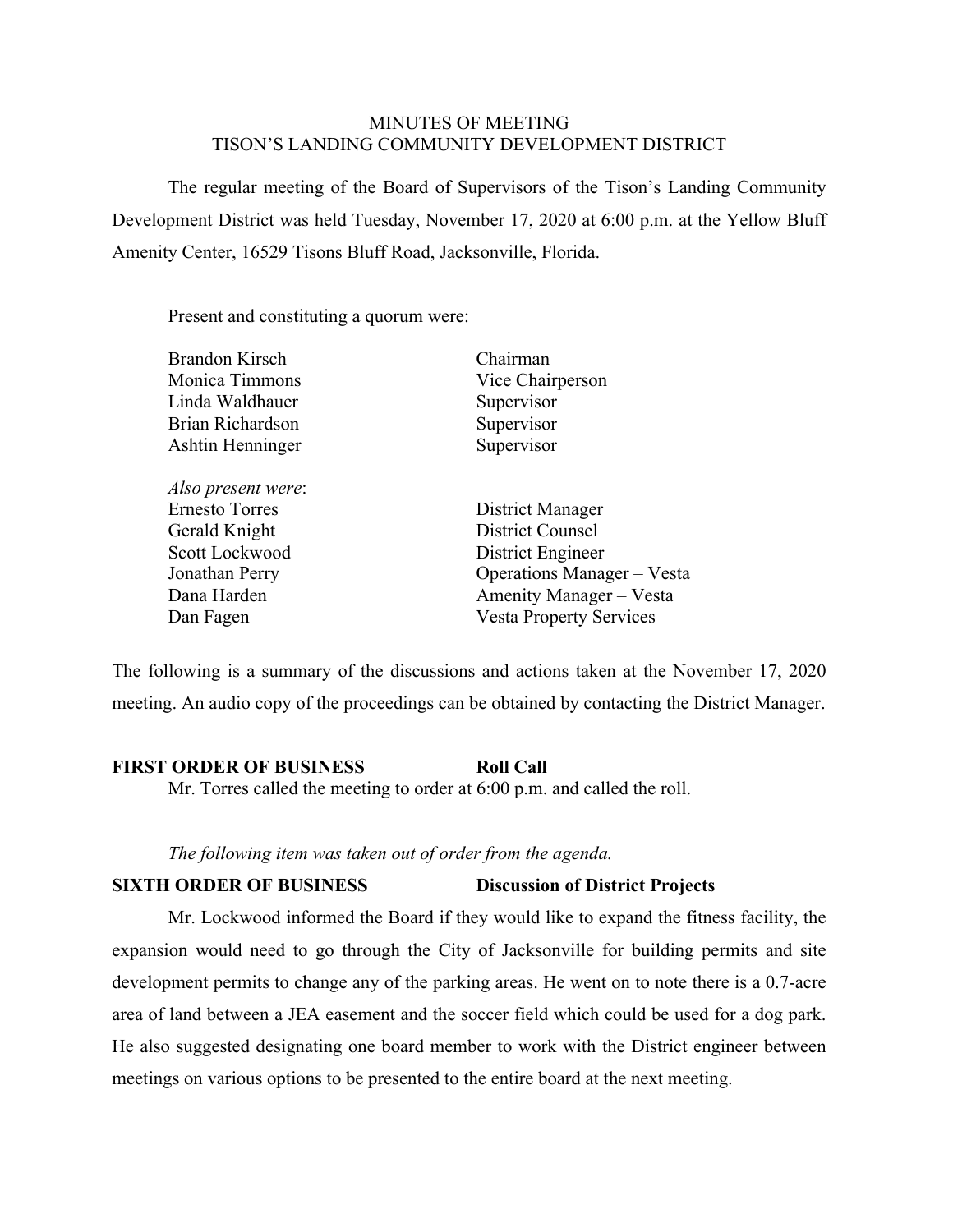MINUTES OF MEETING
TISON'S LANDING COMMUNITY DEVELOPMENT DISTRICT

The regular meeting of the Board of Supervisors of the Tison's Landing Community Development District was held Tuesday, November 17, 2020 at 6:00 p.m. at the Yellow Bluff Amenity Center, 16529 Tisons Bluff Road, Jacksonville, Florida.

Present and constituting a quorum were:

| | |
|---|---|
| Brandon Kirsch | Chairman |
| Monica Timmons | Vice Chairperson |
| Linda Waldhauer | Supervisor |
| Brian Richardson | Supervisor |
| Ashtin Henninger | Supervisor |

*Also present were*:

| | |
|---|---|
| Ernesto Torres | District Manager |
| Gerald Knight | District Counsel |
| Scott Lockwood | District Engineer |
| Jonathan Perry | Operations Manager – Vesta |
| Dana Harden | Amenity Manager – Vesta |
| Dan Fagen | Vesta Property Services |

The following is a summary of the discussions and actions taken at the November 17, 2020 meeting. An audio copy of the proceedings can be obtained by contacting the District Manager.

**FIRST ORDER OF BUSINESS Roll Call**

Mr. Torres called the meeting to order at 6:00 p.m. and called the roll.

*The following item was taken out of order from the agenda.*

**SIXTH ORDER OF BUSINESS Discussion of District Projects**

Mr. Lockwood informed the Board if they would like to expand the fitness facility, the expansion would need to go through the City of Jacksonville for building permits and site development permits to change any of the parking areas. He went on to note there is a 0.7-acre area of land between a JEA easement and the soccer field which could be used for a dog park. He also suggested designating one board member to work with the District engineer between meetings on various options to be presented to the entire board at the next meeting.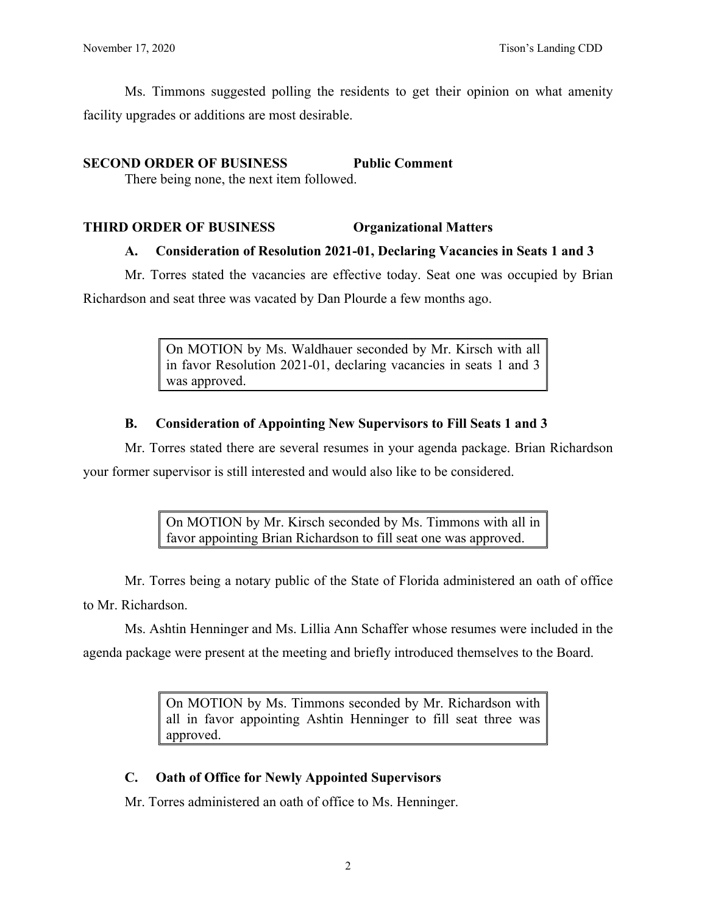Ms. Timmons suggested polling the residents to get their opinion on what amenity facility upgrades or additions are most desirable.

**SECOND ORDER OF BUSINESS  Public Comment**

There being none, the next item followed.

**THIRD ORDER OF BUSINESS  Organizational Matters**

**A. Consideration of Resolution 2021-01, Declaring Vacancies in Seats 1 and 3**

Mr. Torres stated the vacancies are effective today. Seat one was occupied by Brian Richardson and seat three was vacated by Dan Plourde a few months ago.

> On MOTION by Ms. Waldhauer seconded by Mr. Kirsch with all in favor Resolution 2021-01, declaring vacancies in seats 1 and 3 was approved.

**B. Consideration of Appointing New Supervisors to Fill Seats 1 and 3**

Mr. Torres stated there are several resumes in your agenda package. Brian Richardson your former supervisor is still interested and would also like to be considered.

> On MOTION by Mr. Kirsch seconded by Ms. Timmons with all in favor appointing Brian Richardson to fill seat one was approved.

Mr. Torres being a notary public of the State of Florida administered an oath of office to Mr. Richardson.

Ms. Ashtin Henninger and Ms. Lillia Ann Schaffer whose resumes were included in the agenda package were present at the meeting and briefly introduced themselves to the Board.

> On MOTION by Ms. Timmons seconded by Mr. Richardson with all in favor appointing Ashtin Henninger to fill seat three was approved.

**C. Oath of Office for Newly Appointed Supervisors**

Mr. Torres administered an oath of office to Ms. Henninger.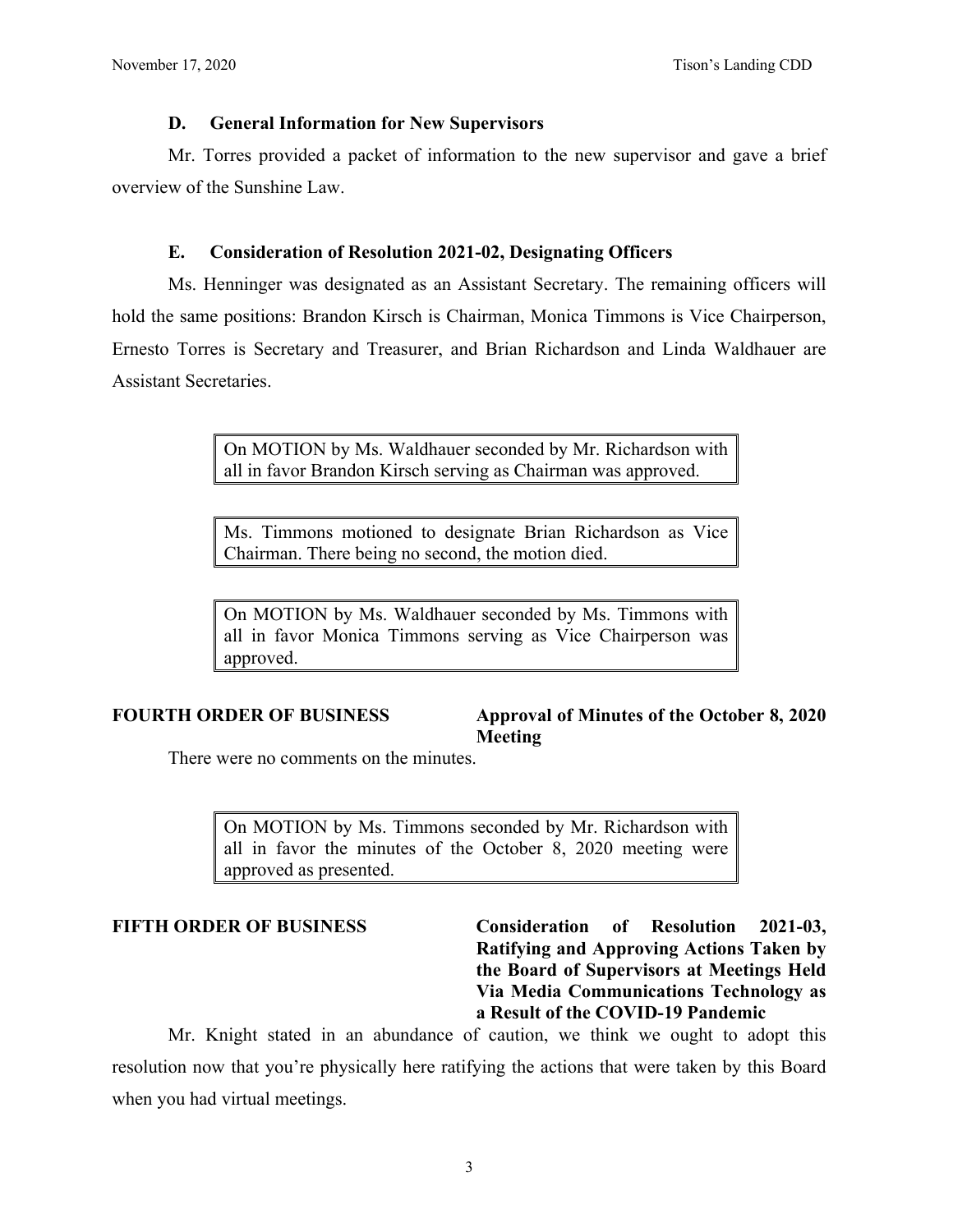### D. General Information for New Supervisors

Mr. Torres provided a packet of information to the new supervisor and gave a brief overview of the Sunshine Law.

### E. Consideration of Resolution 2021-02, Designating Officers

Ms. Henninger was designated as an Assistant Secretary. The remaining officers will hold the same positions: Brandon Kirsch is Chairman, Monica Timmons is Vice Chairperson, Ernesto Torres is Secretary and Treasurer, and Brian Richardson and Linda Waldhauer are Assistant Secretaries.

> On MOTION by Ms. Waldhauer seconded by Mr. Richardson with all in favor Brandon Kirsch serving as Chairman was approved.

> Ms. Timmons motioned to designate Brian Richardson as Vice Chairman. There being no second, the motion died.

> On MOTION by Ms. Waldhauer seconded by Ms. Timmons with all in favor Monica Timmons serving as Vice Chairperson was approved.

## FOURTH ORDER OF BUSINESS — Approval of Minutes of the October 8, 2020 Meeting

There were no comments on the minutes.

> On MOTION by Ms. Timmons seconded by Mr. Richardson with all in favor the minutes of the October 8, 2020 meeting were approved as presented.

## FIFTH ORDER OF BUSINESS — Consideration of Resolution 2021-03, Ratifying and Approving Actions Taken by the Board of Supervisors at Meetings Held Via Media Communications Technology as a Result of the COVID-19 Pandemic

Mr. Knight stated in an abundance of caution, we think we ought to adopt this resolution now that you're physically here ratifying the actions that were taken by this Board when you had virtual meetings.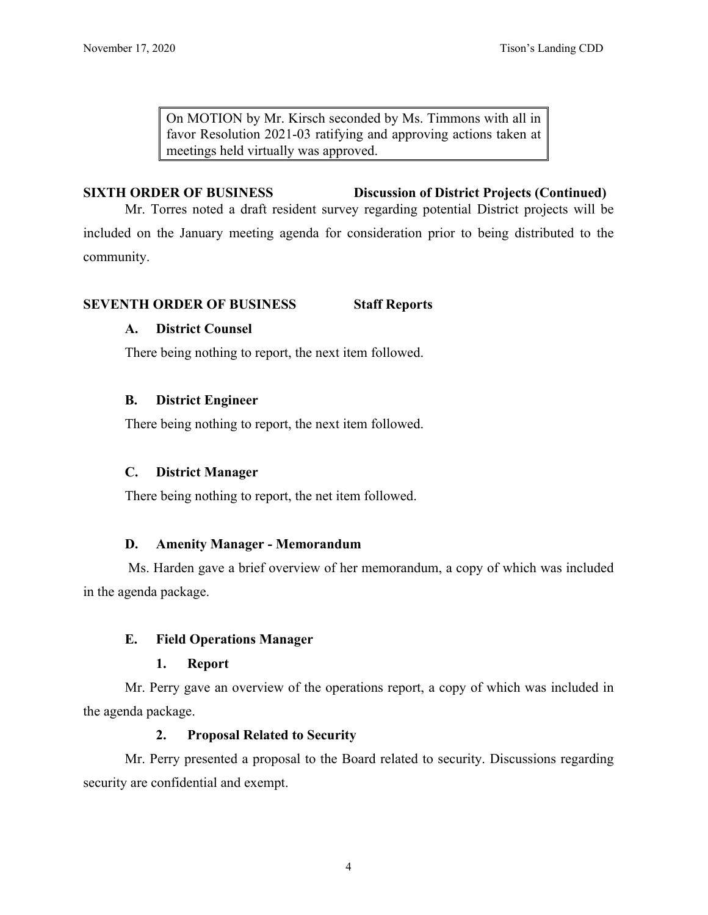> On MOTION by Mr. Kirsch seconded by Ms. Timmons with all in favor Resolution 2021-03 ratifying and approving actions taken at meetings held virtually was approved.

**SIXTH ORDER OF BUSINESS** **Discussion of District Projects (Continued)**

Mr. Torres noted a draft resident survey regarding potential District projects will be included on the January meeting agenda for consideration prior to being distributed to the community.

**SEVENTH ORDER OF BUSINESS** **Staff Reports**

**A. District Counsel**

There being nothing to report, the next item followed.

**B. District Engineer**

There being nothing to report, the next item followed.

**C. District Manager**

There being nothing to report, the net item followed.

**D. Amenity Manager - Memorandum**

Ms. Harden gave a brief overview of her memorandum, a copy of which was included in the agenda package.

**E. Field Operations Manager**

**1. Report**

Mr. Perry gave an overview of the operations report, a copy of which was included in the agenda package.

**2. Proposal Related to Security**

Mr. Perry presented a proposal to the Board related to security. Discussions regarding security are confidential and exempt.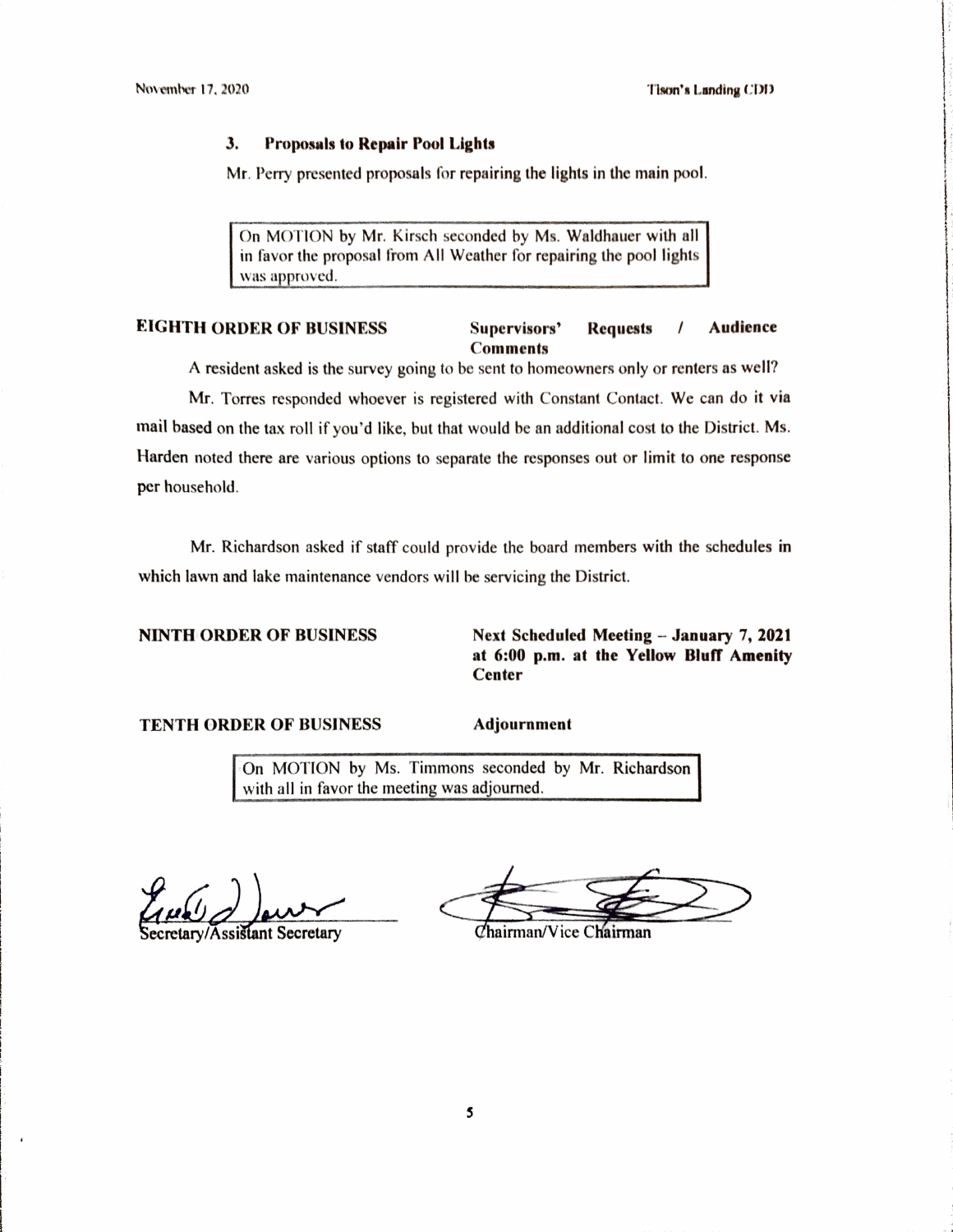### 3. Proposals to Repair Pool Lights

Mr. Perry presented proposals for repairing the lights in the main pool.

> On MOTION by Mr. Kirsch seconded by Ms. Waldhauer with all in favor the proposal from All Weather for repairing the pool lights was approved.

**EIGHTH ORDER OF BUSINESS** **Supervisors' Requests / Audience Comments**

A resident asked is the survey going to be sent to homeowners only or renters as well?

Mr. Torres responded whoever is registered with Constant Contact. We can do it via mail based on the tax roll if you'd like, but that would be an additional cost to the District. Ms. Harden noted there are various options to separate the responses out or limit to one response per household.

Mr. Richardson asked if staff could provide the board members with the schedules in which lawn and lake maintenance vendors will be servicing the District.

**NINTH ORDER OF BUSINESS** **Next Scheduled Meeting – January 7, 2021 at 6:00 p.m. at the Yellow Bluff Amenity Center**

**TENTH ORDER OF BUSINESS** **Adjournment**

> On MOTION by Ms. Timmons seconded by Mr. Richardson with all in favor the meeting was adjourned.

Secretary/Assistant Secretary

Chairman/Vice Chairman